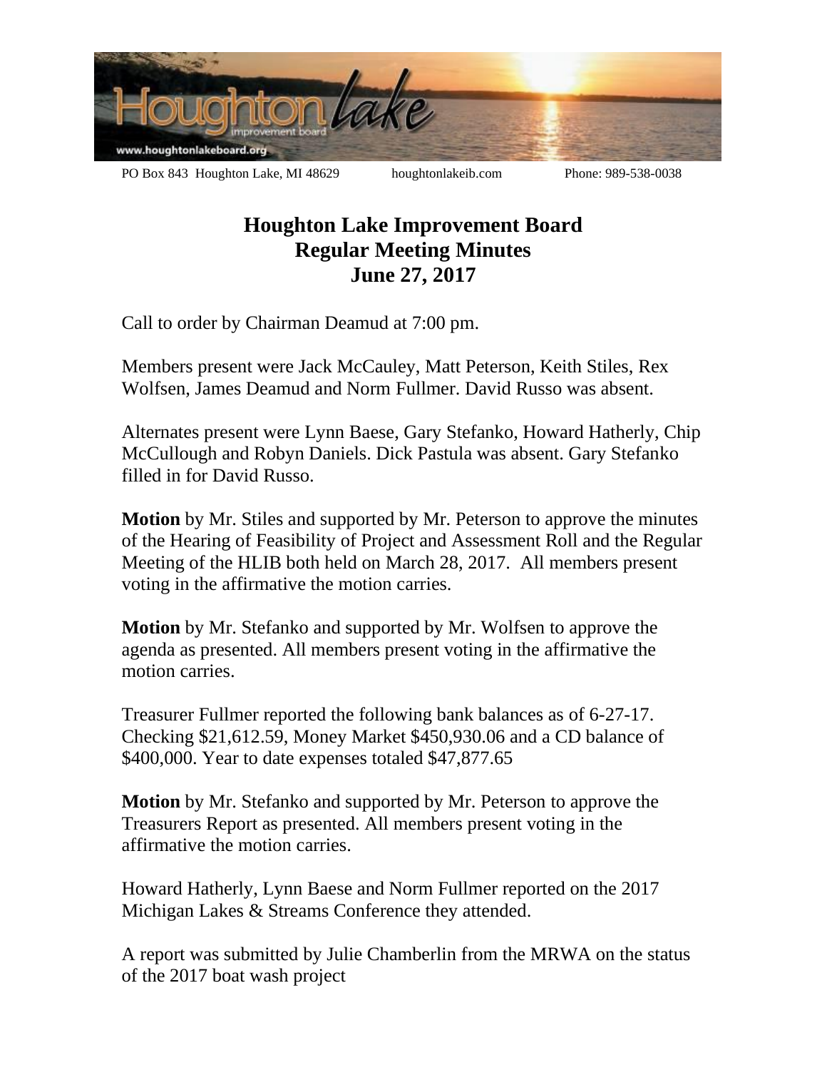PO Box 843 Houghton Lake, MI 48629 houghtonlakeib.com Phone: 989-538-0038

# Houghton Lake Improvement Board
## Regular Meeting Minutes
## June 27, 2017

Call to order by Chairman Deamud at 7:00 pm.

Members present were Jack McCauley, Matt Peterson, Keith Stiles, Rex Wolfsen, James Deamud and Norm Fullmer. David Russo was absent.

Alternates present were Lynn Baese, Gary Stefanko, Howard Hatherly, Chip McCullough and Robyn Daniels. Dick Pastula was absent. Gary Stefanko filled in for David Russo.

**Motion** by Mr. Stiles and supported by Mr. Peterson to approve the minutes of the Hearing of Feasibility of Project and Assessment Roll and the Regular Meeting of the HLIB both held on March 28, 2017. All members present voting in the affirmative the motion carries.

**Motion** by Mr. Stefanko and supported by Mr. Wolfsen to approve the agenda as presented. All members present voting in the affirmative the motion carries.

Treasurer Fullmer reported the following bank balances as of 6-27-17. Checking $21,612.59, Money Market $450,930.06 and a CD balance of $400,000. Year to date expenses totaled $47,877.65

**Motion** by Mr. Stefanko and supported by Mr. Peterson to approve the Treasurers Report as presented. All members present voting in the affirmative the motion carries.

Howard Hatherly, Lynn Baese and Norm Fullmer reported on the 2017 Michigan Lakes & Streams Conference they attended.

A report was submitted by Julie Chamberlin from the MRWA on the status of the 2017 boat wash project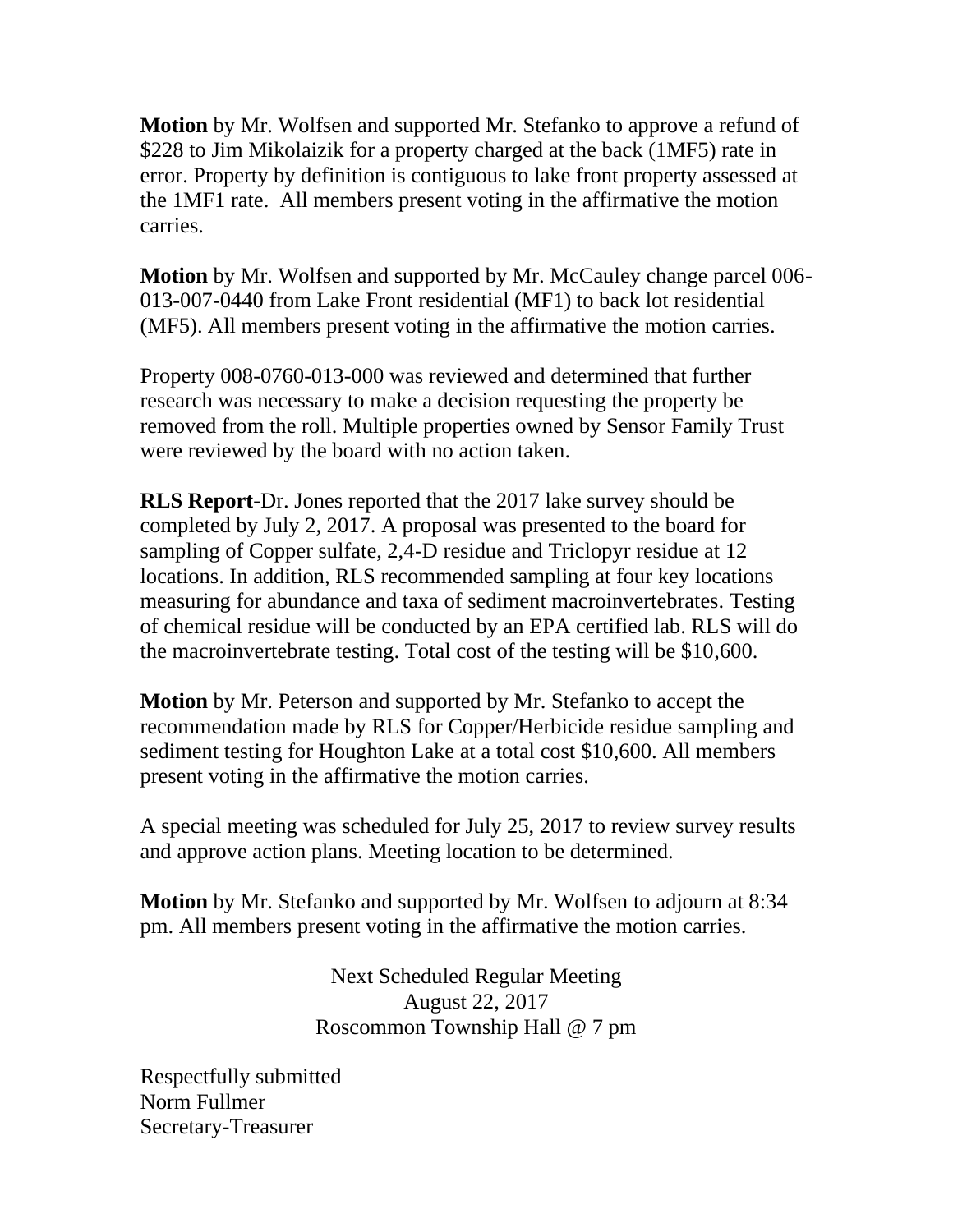**Motion** by Mr. Wolfsen and supported Mr. Stefanko to approve a refund of $228 to Jim Mikolaizik for a property charged at the back (1MF5) rate in error. Property by definition is contiguous to lake front property assessed at the 1MF1 rate. All members present voting in the affirmative the motion carries.

**Motion** by Mr. Wolfsen and supported by Mr. McCauley change parcel 006-013-007-0440 from Lake Front residential (MF1) to back lot residential (MF5). All members present voting in the affirmative the motion carries.

Property 008-0760-013-000 was reviewed and determined that further research was necessary to make a decision requesting the property be removed from the roll. Multiple properties owned by Sensor Family Trust were reviewed by the board with no action taken.

**RLS Report**-Dr. Jones reported that the 2017 lake survey should be completed by July 2, 2017. A proposal was presented to the board for sampling of Copper sulfate, 2,4-D residue and Triclopyr residue at 12 locations. In addition, RLS recommended sampling at four key locations measuring for abundance and taxa of sediment macroinvertebrates. Testing of chemical residue will be conducted by an EPA certified lab. RLS will do the macroinvertebrate testing. Total cost of the testing will be $10,600.

**Motion** by Mr. Peterson and supported by Mr. Stefanko to accept the recommendation made by RLS for Copper/Herbicide residue sampling and sediment testing for Houghton Lake at a total cost $10,600. All members present voting in the affirmative the motion carries.

A special meeting was scheduled for July 25, 2017 to review survey results and approve action plans. Meeting location to be determined.

**Motion** by Mr. Stefanko and supported by Mr. Wolfsen to adjourn at 8:34 pm. All members present voting in the affirmative the motion carries.

Next Scheduled Regular Meeting
August 22, 2017
Roscommon Township Hall @ 7 pm

Respectfully submitted
Norm Fullmer
Secretary-Treasurer